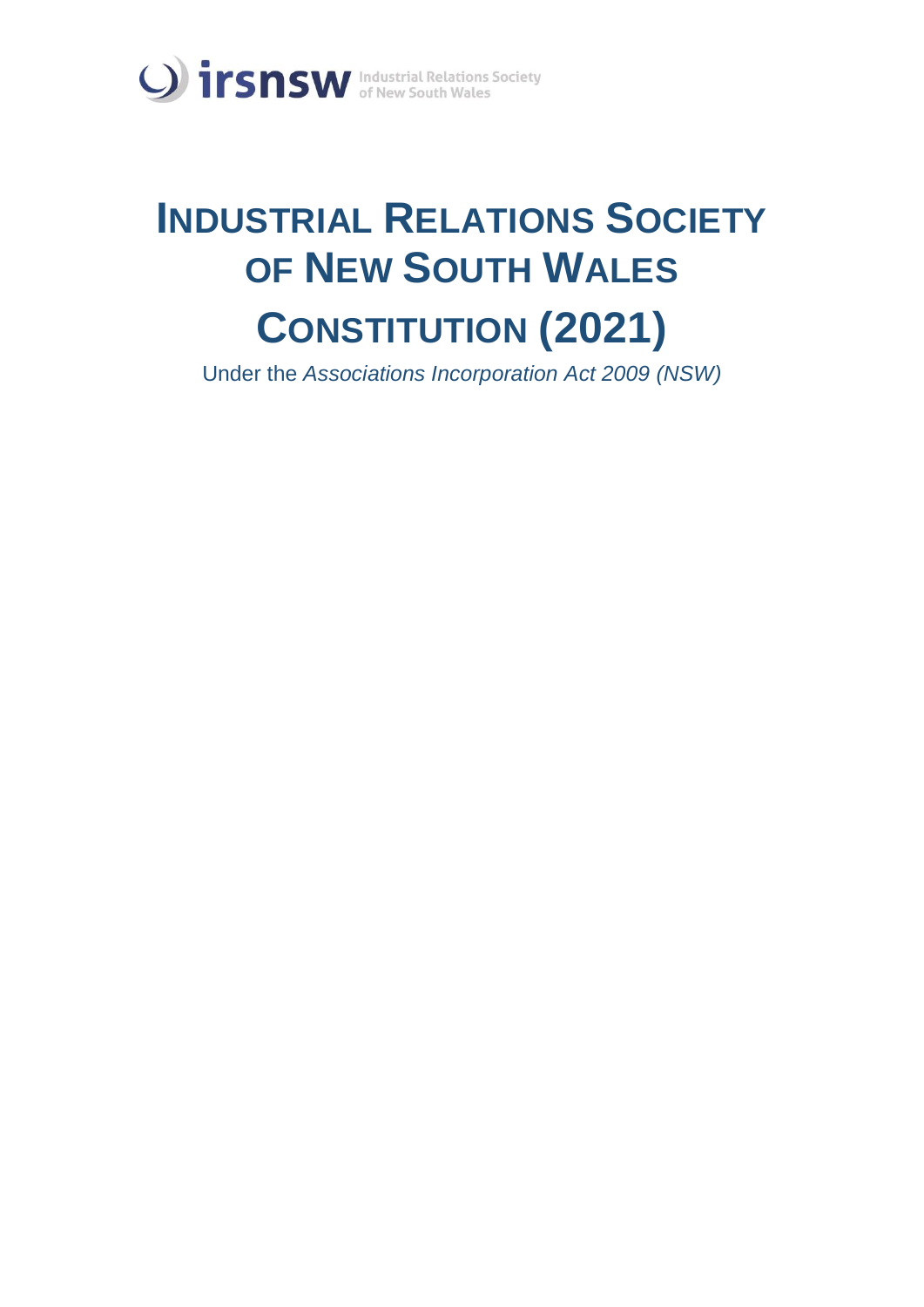irsnsw Industrial Relations Society of New South Wales

# INDUSTRIAL RELATIONS SOCIETY OF NEW SOUTH WALES

# CONSTITUTION (2021)

Under the *Associations Incorporation Act 2009 (NSW)*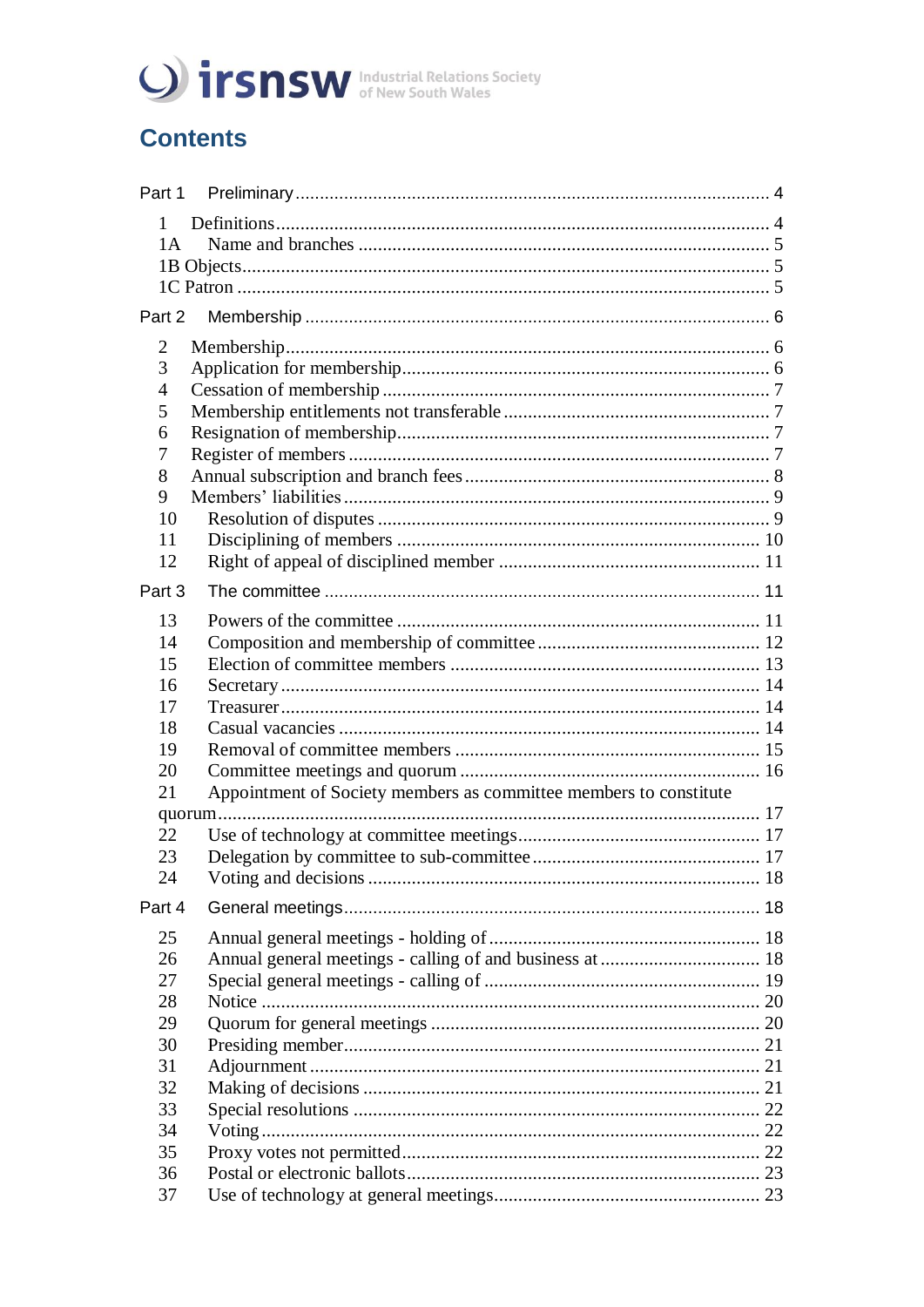irsnsw Industrial Relations Society of New South Wales

# Contents

Part 1 Preliminary ........ 4

1 Definitions ........ 4
1A Name and branches ........ 5
1B Objects ........ 5
1C Patron ........ 5

Part 2 Membership ........ 6

2 Membership ........ 6
3 Application for membership ........ 6
4 Cessation of membership ........ 7
5 Membership entitlements not transferable ........ 7
6 Resignation of membership ........ 7
7 Register of members ........ 7
8 Annual subscription and branch fees ........ 8
9 Members' liabilities ........ 9
10 Resolution of disputes ........ 9
11 Disciplining of members ........ 10
12 Right of appeal of disciplined member ........ 11

Part 3 The committee ........ 11

13 Powers of the committee ........ 11
14 Composition and membership of committee ........ 12
15 Election of committee members ........ 13
16 Secretary ........ 14
17 Treasurer ........ 14
18 Casual vacancies ........ 14
19 Removal of committee members ........ 15
20 Committee meetings and quorum ........ 16
21 Appointment of Society members as committee members to constitute quorum ........ 17
22 Use of technology at committee meetings ........ 17
23 Delegation by committee to sub-committee ........ 17
24 Voting and decisions ........ 18

Part 4 General meetings ........ 18

25 Annual general meetings - holding of ........ 18
26 Annual general meetings - calling of and business at ........ 18
27 Special general meetings - calling of ........ 19
28 Notice ........ 20
29 Quorum for general meetings ........ 20
30 Presiding member ........ 21
31 Adjournment ........ 21
32 Making of decisions ........ 21
33 Special resolutions ........ 22
34 Voting ........ 22
35 Proxy votes not permitted ........ 22
36 Postal or electronic ballots ........ 23
37 Use of technology at general meetings ........ 23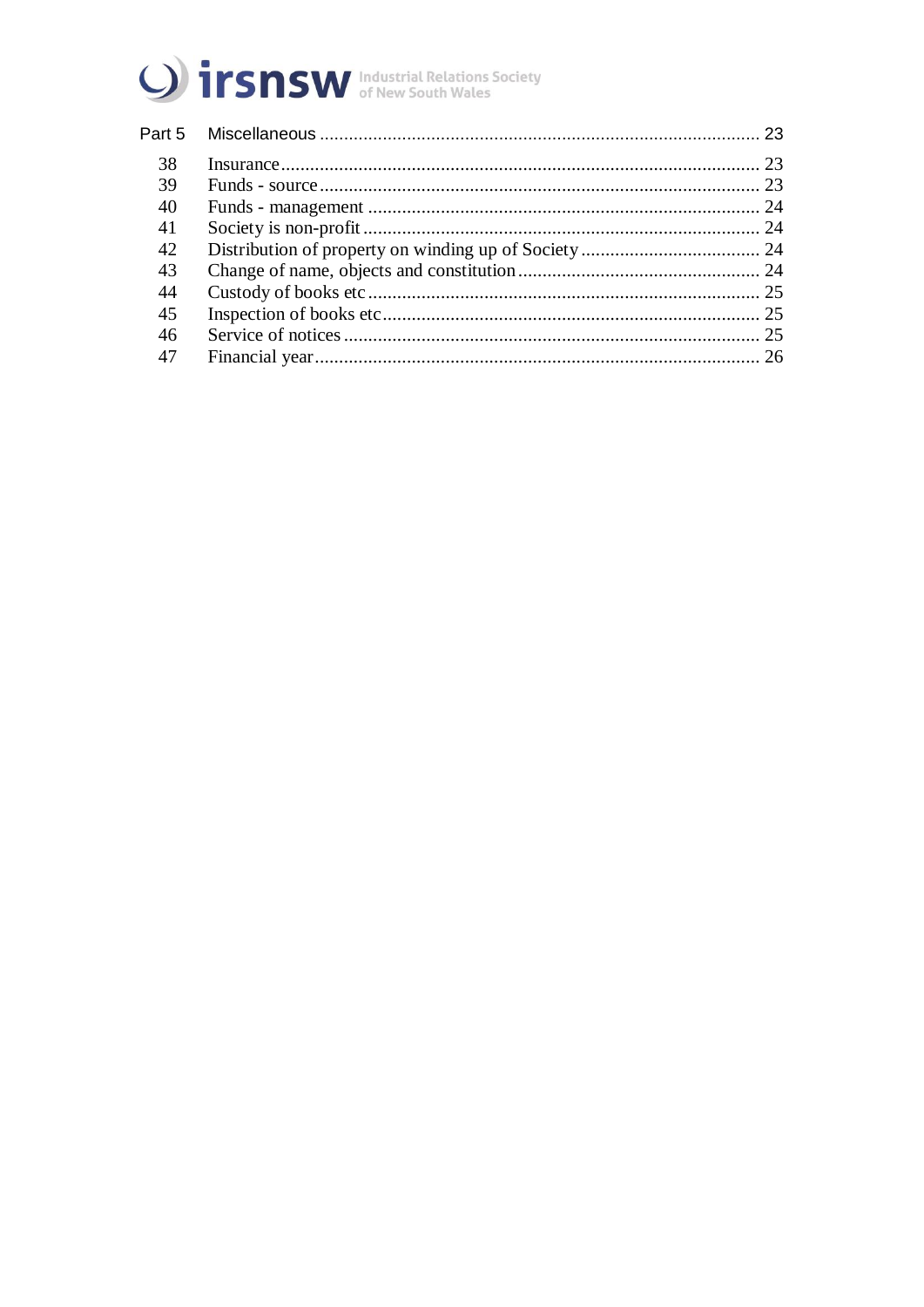| | | |
|---|---|---|
| Part 5 | Miscellaneous | 23 |
| 38 | Insurance | 23 |
| 39 | Funds - source | 23 |
| 40 | Funds - management | 24 |
| 41 | Society is non-profit | 24 |
| 42 | Distribution of property on winding up of Society | 24 |
| 43 | Change of name, objects and constitution | 24 |
| 44 | Custody of books etc | 25 |
| 45 | Inspection of books etc | 25 |
| 46 | Service of notices | 25 |
| 47 | Financial year | 26 |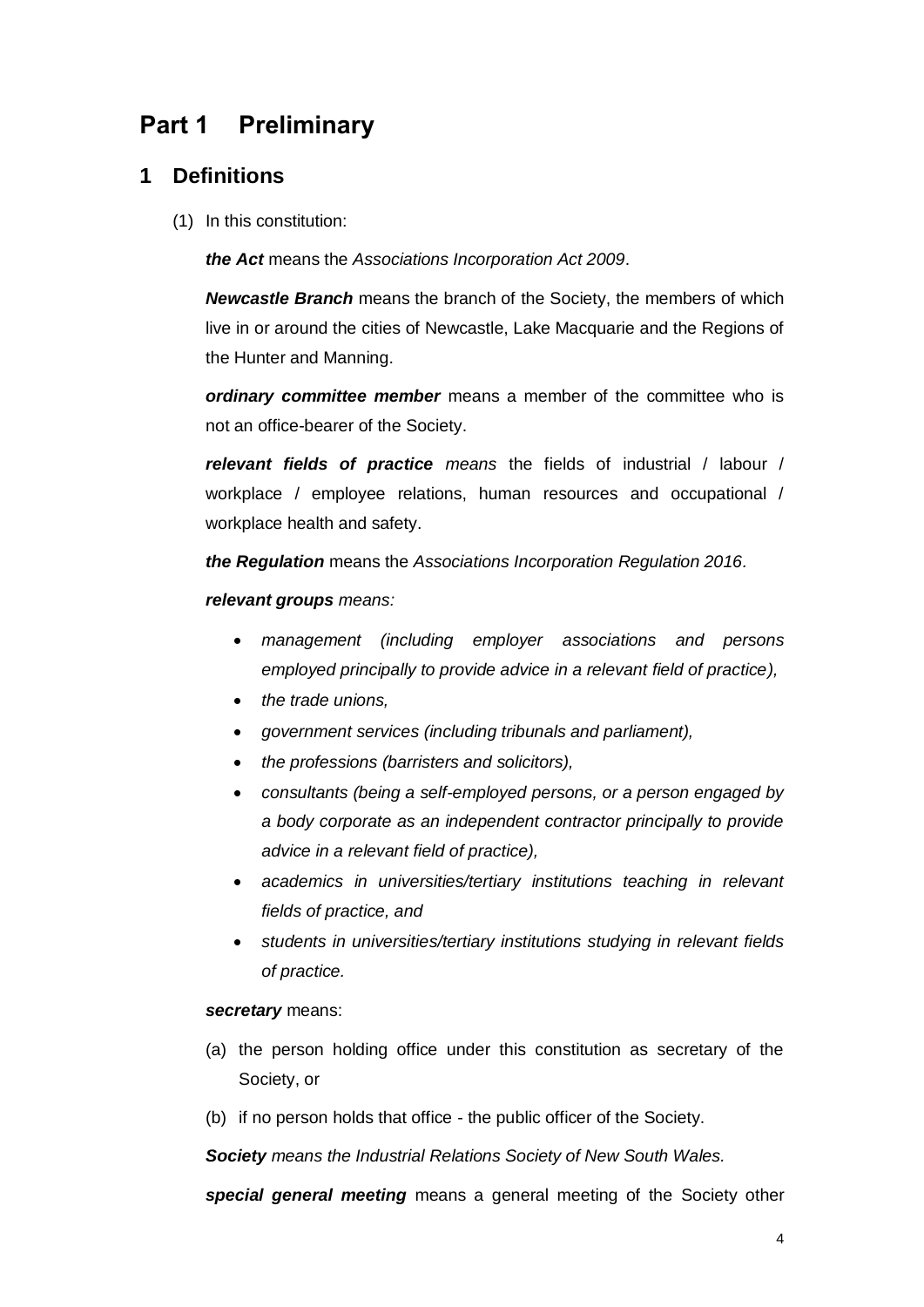# Part 1 Preliminary

## 1 Definitions

(1) In this constitution:

***the Act*** means the *Associations Incorporation Act 2009*.

***Newcastle Branch*** means the branch of the Society, the members of which live in or around the cities of Newcastle, Lake Macquarie and the Regions of the Hunter and Manning.

***ordinary committee member*** means a member of the committee who is not an office-bearer of the Society.

***relevant fields of practice*** *means* the fields of industrial / labour / workplace / employee relations, human resources and occupational / workplace health and safety.

***the Regulation*** means the *Associations Incorporation Regulation 2016*.

***relevant groups*** *means:*

- *management (including employer associations and persons employed principally to provide advice in a relevant field of practice),*
- *the trade unions,*
- *government services (including tribunals and parliament),*
- *the professions (barristers and solicitors),*
- *consultants (being a self-employed persons, or a person engaged by a body corporate as an independent contractor principally to provide advice in a relevant field of practice),*
- *academics in universities/tertiary institutions teaching in relevant fields of practice, and*
- *students in universities/tertiary institutions studying in relevant fields of practice.*

***secretary*** means:

(a) the person holding office under this constitution as secretary of the Society, or

(b) if no person holds that office - the public officer of the Society.

***Society*** *means the Industrial Relations Society of New South Wales.*

***special general meeting*** means a general meeting of the Society other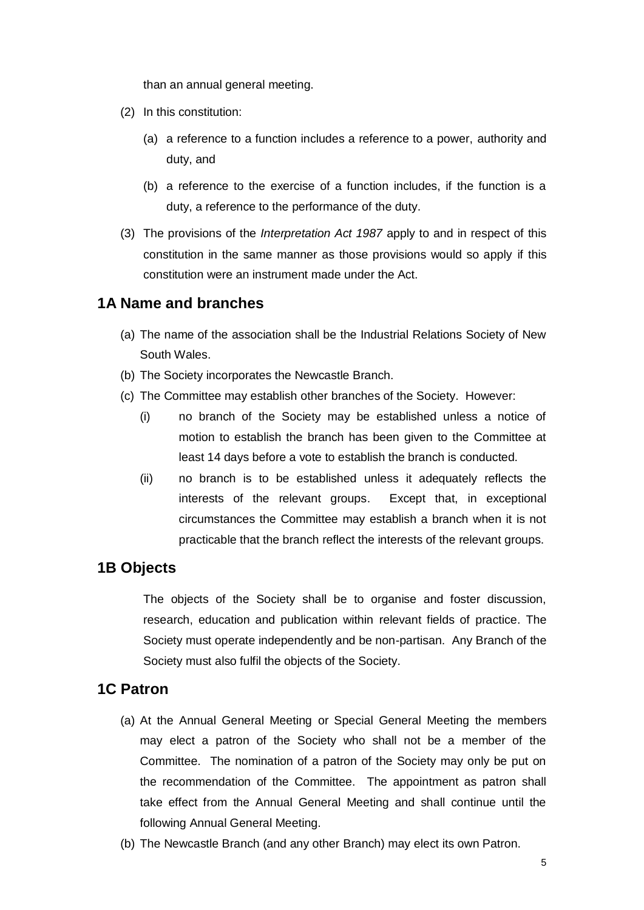than an annual general meeting.

(2) In this constitution:

(a) a reference to a function includes a reference to a power, authority and duty, and

(b) a reference to the exercise of a function includes, if the function is a duty, a reference to the performance of the duty.

(3) The provisions of the *Interpretation Act 1987* apply to and in respect of this constitution in the same manner as those provisions would so apply if this constitution were an instrument made under the Act.

## 1A Name and branches

(a) The name of the association shall be the Industrial Relations Society of New South Wales.

(b) The Society incorporates the Newcastle Branch.

(c) The Committee may establish other branches of the Society. However:

(i) no branch of the Society may be established unless a notice of motion to establish the branch has been given to the Committee at least 14 days before a vote to establish the branch is conducted.

(ii) no branch is to be established unless it adequately reflects the interests of the relevant groups. Except that, in exceptional circumstances the Committee may establish a branch when it is not practicable that the branch reflect the interests of the relevant groups.

## 1B Objects

The objects of the Society shall be to organise and foster discussion, research, education and publication within relevant fields of practice. The Society must operate independently and be non-partisan. Any Branch of the Society must also fulfil the objects of the Society.

## 1C Patron

(a) At the Annual General Meeting or Special General Meeting the members may elect a patron of the Society who shall not be a member of the Committee. The nomination of a patron of the Society may only be put on the recommendation of the Committee. The appointment as patron shall take effect from the Annual General Meeting and shall continue until the following Annual General Meeting.

(b) The Newcastle Branch (and any other Branch) may elect its own Patron.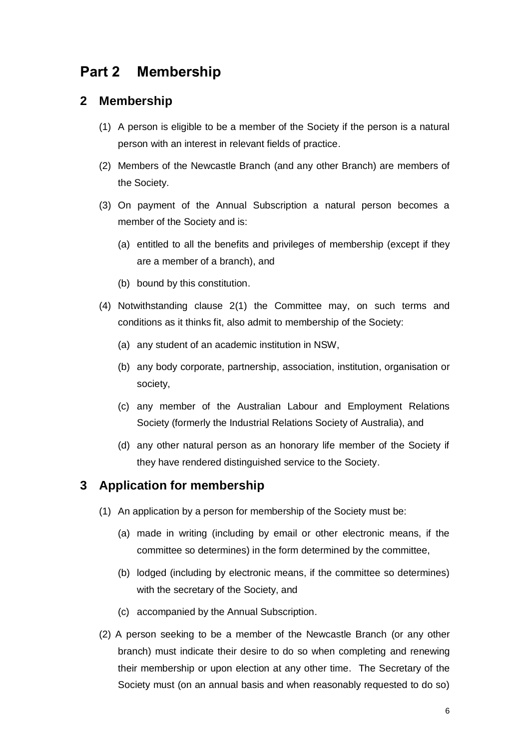# Part 2 Membership

## 2 Membership

(1) A person is eligible to be a member of the Society if the person is a natural person with an interest in relevant fields of practice.

(2) Members of the Newcastle Branch (and any other Branch) are members of the Society.

(3) On payment of the Annual Subscription a natural person becomes a member of the Society and is:

(a) entitled to all the benefits and privileges of membership (except if they are a member of a branch), and

(b) bound by this constitution.

(4) Notwithstanding clause 2(1) the Committee may, on such terms and conditions as it thinks fit, also admit to membership of the Society:

(a) any student of an academic institution in NSW,

(b) any body corporate, partnership, association, institution, organisation or society,

(c) any member of the Australian Labour and Employment Relations Society (formerly the Industrial Relations Society of Australia), and

(d) any other natural person as an honorary life member of the Society if they have rendered distinguished service to the Society.

## 3 Application for membership

(1) An application by a person for membership of the Society must be:

(a) made in writing (including by email or other electronic means, if the committee so determines) in the form determined by the committee,

(b) lodged (including by electronic means, if the committee so determines) with the secretary of the Society, and

(c) accompanied by the Annual Subscription.

(2) A person seeking to be a member of the Newcastle Branch (or any other branch) must indicate their desire to do so when completing and renewing their membership or upon election at any other time. The Secretary of the Society must (on an annual basis and when reasonably requested to do so)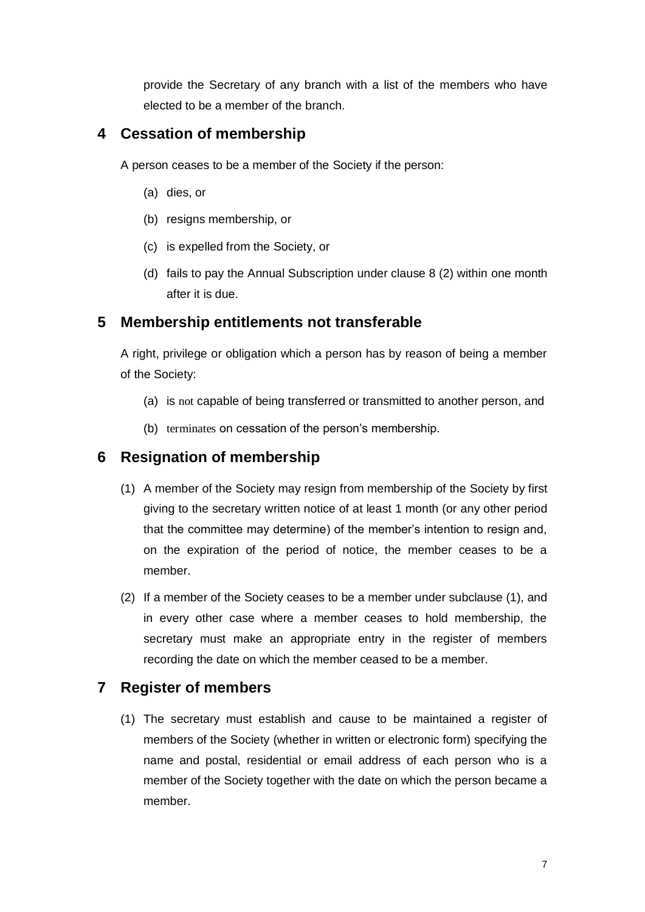provide the Secretary of any branch with a list of the members who have elected to be a member of the branch.

## 4 Cessation of membership

A person ceases to be a member of the Society if the person:

(a) dies, or

(b) resigns membership, or

(c) is expelled from the Society, or

(d) fails to pay the Annual Subscription under clause 8 (2) within one month after it is due.

## 5 Membership entitlements not transferable

A right, privilege or obligation which a person has by reason of being a member of the Society:

(a) is not capable of being transferred or transmitted to another person, and

(b) terminates on cessation of the person's membership.

## 6 Resignation of membership

(1) A member of the Society may resign from membership of the Society by first giving to the secretary written notice of at least 1 month (or any other period that the committee may determine) of the member's intention to resign and, on the expiration of the period of notice, the member ceases to be a member.

(2) If a member of the Society ceases to be a member under subclause (1), and in every other case where a member ceases to hold membership, the secretary must make an appropriate entry in the register of members recording the date on which the member ceased to be a member.

## 7 Register of members

(1) The secretary must establish and cause to be maintained a register of members of the Society (whether in written or electronic form) specifying the name and postal, residential or email address of each person who is a member of the Society together with the date on which the person became a member.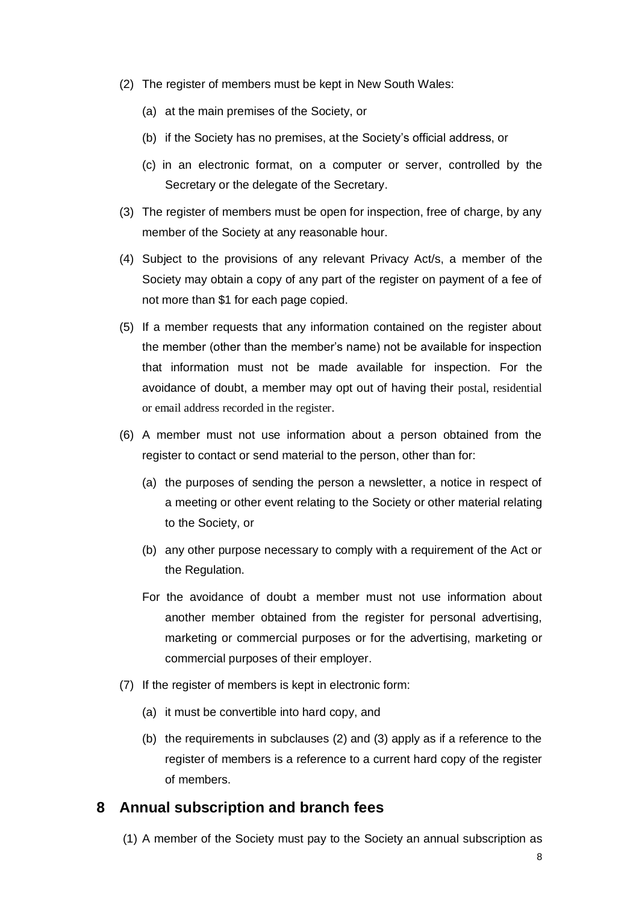(2) The register of members must be kept in New South Wales:

  (a) at the main premises of the Society, or

  (b) if the Society has no premises, at the Society's official address, or

  (c) in an electronic format, on a computer or server, controlled by the Secretary or the delegate of the Secretary.

(3) The register of members must be open for inspection, free of charge, by any member of the Society at any reasonable hour.

(4) Subject to the provisions of any relevant Privacy Act/s, a member of the Society may obtain a copy of any part of the register on payment of a fee of not more than $1 for each page copied.

(5) If a member requests that any information contained on the register about the member (other than the member's name) not be available for inspection that information must not be made available for inspection. For the avoidance of doubt, a member may opt out of having their postal, residential or email address recorded in the register.

(6) A member must not use information about a person obtained from the register to contact or send material to the person, other than for:

  (a) the purposes of sending the person a newsletter, a notice in respect of a meeting or other event relating to the Society or other material relating to the Society, or

  (b) any other purpose necessary to comply with a requirement of the Act or the Regulation.

  For the avoidance of doubt a member must not use information about another member obtained from the register for personal advertising, marketing or commercial purposes or for the advertising, marketing or commercial purposes of their employer.

(7) If the register of members is kept in electronic form:

  (a) it must be convertible into hard copy, and

  (b) the requirements in subclauses (2) and (3) apply as if a reference to the register of members is a reference to a current hard copy of the register of members.

## 8 Annual subscription and branch fees

(1) A member of the Society must pay to the Society an annual subscription as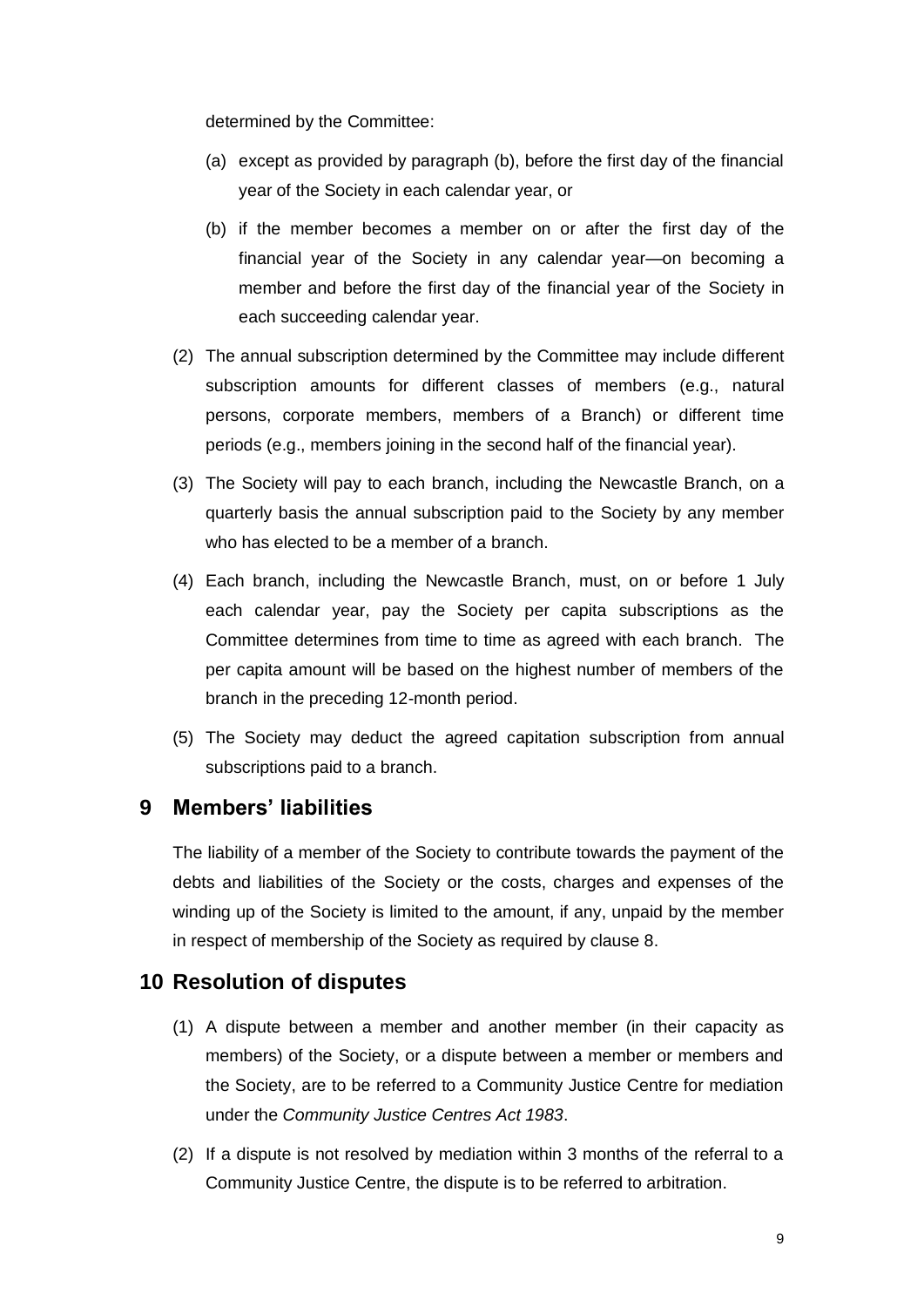determined by the Committee:

(a) except as provided by paragraph (b), before the first day of the financial year of the Society in each calendar year, or

(b) if the member becomes a member on or after the first day of the financial year of the Society in any calendar year—on becoming a member and before the first day of the financial year of the Society in each succeeding calendar year.

(2) The annual subscription determined by the Committee may include different subscription amounts for different classes of members (e.g., natural persons, corporate members, members of a Branch) or different time periods (e.g., members joining in the second half of the financial year).

(3) The Society will pay to each branch, including the Newcastle Branch, on a quarterly basis the annual subscription paid to the Society by any member who has elected to be a member of a branch.

(4) Each branch, including the Newcastle Branch, must, on or before 1 July each calendar year, pay the Society per capita subscriptions as the Committee determines from time to time as agreed with each branch. The per capita amount will be based on the highest number of members of the branch in the preceding 12-month period.

(5) The Society may deduct the agreed capitation subscription from annual subscriptions paid to a branch.

## 9 Members' liabilities

The liability of a member of the Society to contribute towards the payment of the debts and liabilities of the Society or the costs, charges and expenses of the winding up of the Society is limited to the amount, if any, unpaid by the member in respect of membership of the Society as required by clause 8.

## 10 Resolution of disputes

(1) A dispute between a member and another member (in their capacity as members) of the Society, or a dispute between a member or members and the Society, are to be referred to a Community Justice Centre for mediation under the *Community Justice Centres Act 1983*.

(2) If a dispute is not resolved by mediation within 3 months of the referral to a Community Justice Centre, the dispute is to be referred to arbitration.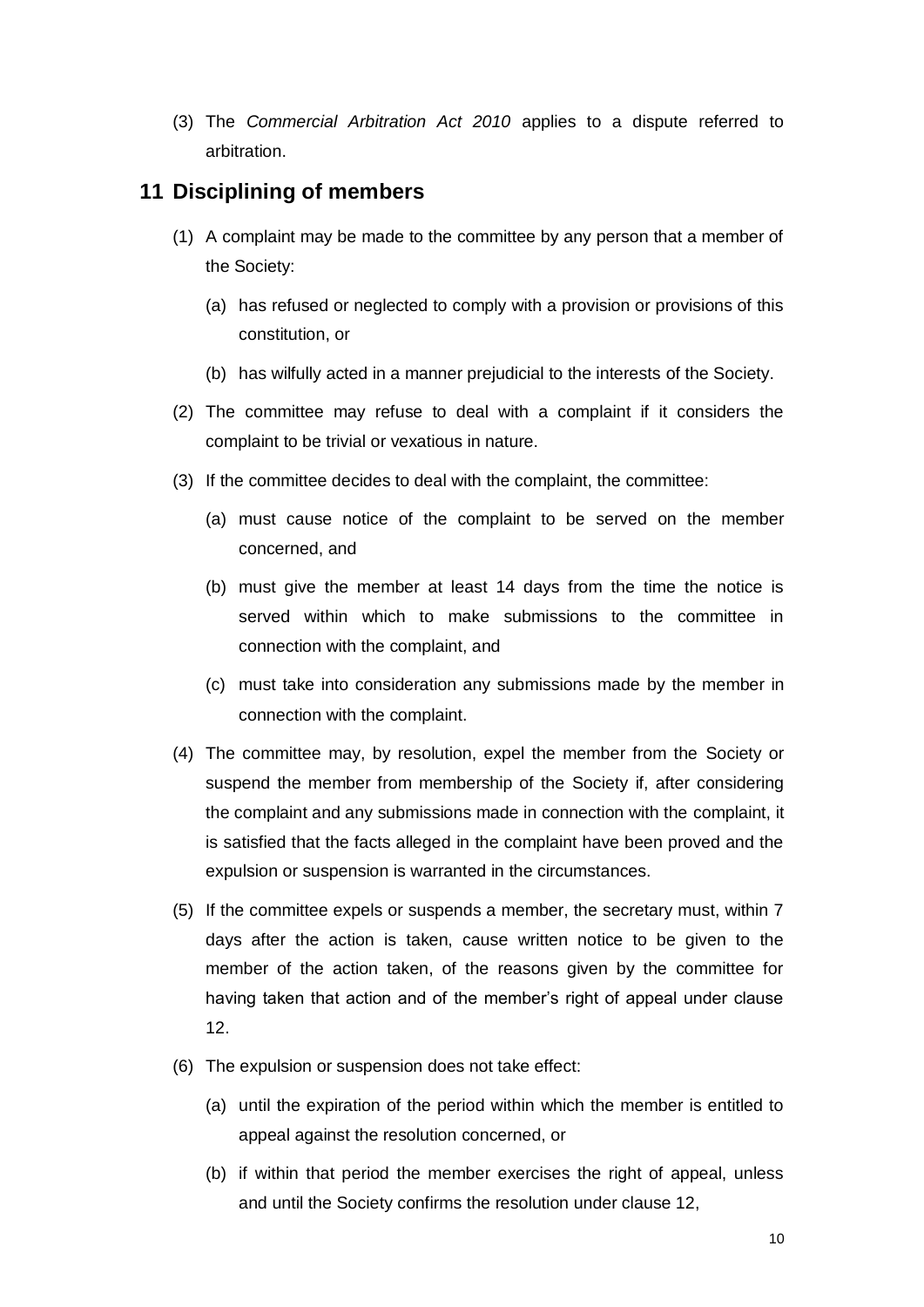(3) The *Commercial Arbitration Act 2010* applies to a dispute referred to arbitration.

## 11 Disciplining of members

(1) A complaint may be made to the committee by any person that a member of the Society:

   (a) has refused or neglected to comply with a provision or provisions of this constitution, or

   (b) has wilfully acted in a manner prejudicial to the interests of the Society.

(2) The committee may refuse to deal with a complaint if it considers the complaint to be trivial or vexatious in nature.

(3) If the committee decides to deal with the complaint, the committee:

   (a) must cause notice of the complaint to be served on the member concerned, and

   (b) must give the member at least 14 days from the time the notice is served within which to make submissions to the committee in connection with the complaint, and

   (c) must take into consideration any submissions made by the member in connection with the complaint.

(4) The committee may, by resolution, expel the member from the Society or suspend the member from membership of the Society if, after considering the complaint and any submissions made in connection with the complaint, it is satisfied that the facts alleged in the complaint have been proved and the expulsion or suspension is warranted in the circumstances.

(5) If the committee expels or suspends a member, the secretary must, within 7 days after the action is taken, cause written notice to be given to the member of the action taken, of the reasons given by the committee for having taken that action and of the member's right of appeal under clause 12.

(6) The expulsion or suspension does not take effect:

   (a) until the expiration of the period within which the member is entitled to appeal against the resolution concerned, or

   (b) if within that period the member exercises the right of appeal, unless and until the Society confirms the resolution under clause 12,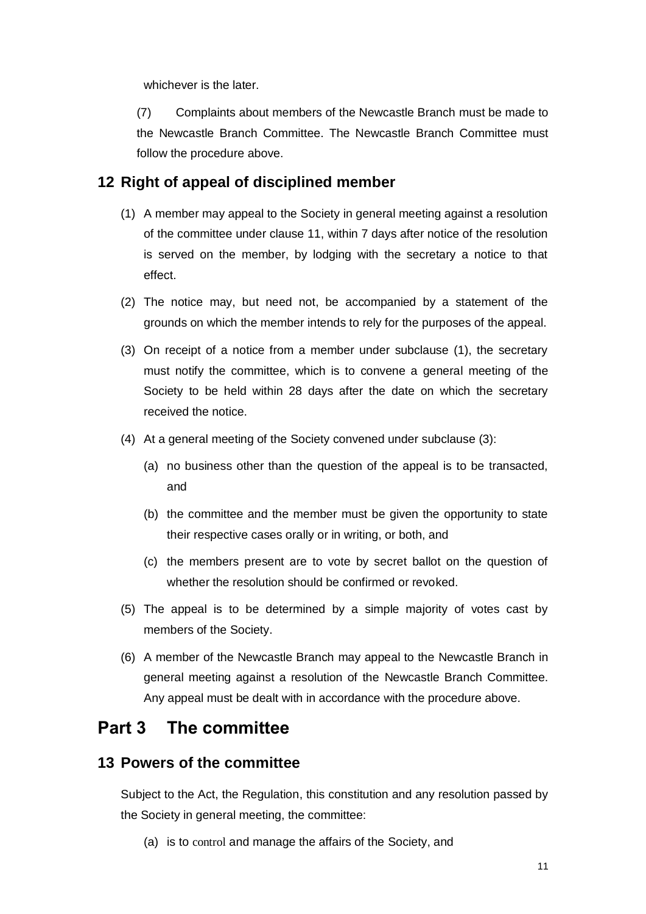whichever is the later.

(7) Complaints about members of the Newcastle Branch must be made to the Newcastle Branch Committee. The Newcastle Branch Committee must follow the procedure above.

### 12 Right of appeal of disciplined member

(1) A member may appeal to the Society in general meeting against a resolution of the committee under clause 11, within 7 days after notice of the resolution is served on the member, by lodging with the secretary a notice to that effect.

(2) The notice may, but need not, be accompanied by a statement of the grounds on which the member intends to rely for the purposes of the appeal.

(3) On receipt of a notice from a member under subclause (1), the secretary must notify the committee, which is to convene a general meeting of the Society to be held within 28 days after the date on which the secretary received the notice.

(4) At a general meeting of the Society convened under subclause (3):

(a) no business other than the question of the appeal is to be transacted, and

(b) the committee and the member must be given the opportunity to state their respective cases orally or in writing, or both, and

(c) the members present are to vote by secret ballot on the question of whether the resolution should be confirmed or revoked.

(5) The appeal is to be determined by a simple majority of votes cast by members of the Society.

(6) A member of the Newcastle Branch may appeal to the Newcastle Branch in general meeting against a resolution of the Newcastle Branch Committee. Any appeal must be dealt with in accordance with the procedure above.

## Part 3 The committee

### 13 Powers of the committee

Subject to the Act, the Regulation, this constitution and any resolution passed by the Society in general meeting, the committee:

(a) is to control and manage the affairs of the Society, and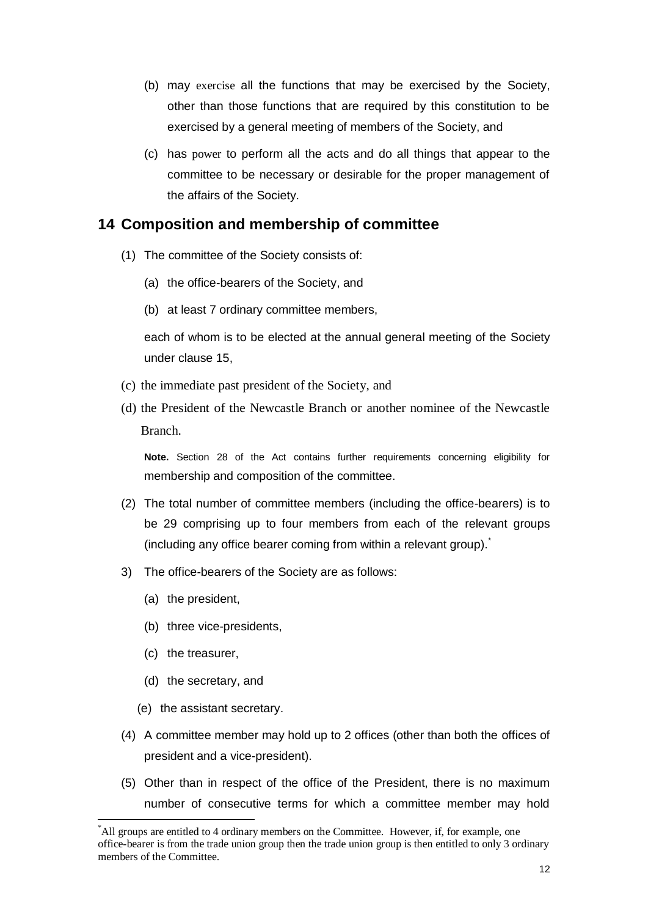(b) may exercise all the functions that may be exercised by the Society, other than those functions that are required by this constitution to be exercised by a general meeting of members of the Society, and

(c) has power to perform all the acts and do all things that appear to the committee to be necessary or desirable for the proper management of the affairs of the Society.

## 14 Composition and membership of committee

(1) The committee of the Society consists of:

(a) the office-bearers of the Society, and

(b) at least 7 ordinary committee members,

each of whom is to be elected at the annual general meeting of the Society under clause 15,

(c) the immediate past president of the Society, and

(d) the President of the Newcastle Branch or another nominee of the Newcastle Branch.

**Note.** Section 28 of the Act contains further requirements concerning eligibility for membership and composition of the committee.

(2) The total number of committee members (including the office-bearers) is to be 29 comprising up to four members from each of the relevant groups (including any office bearer coming from within a relevant group).*

3) The office-bearers of the Society are as follows:

(a) the president,

(b) three vice-presidents,

(c) the treasurer,

(d) the secretary, and

(e) the assistant secretary.

(4) A committee member may hold up to 2 offices (other than both the offices of president and a vice-president).

(5) Other than in respect of the office of the President, there is no maximum number of consecutive terms for which a committee member may hold

* All groups are entitled to 4 ordinary members on the Committee. However, if, for example, one office-bearer is from the trade union group then the trade union group is then entitled to only 3 ordinary members of the Committee.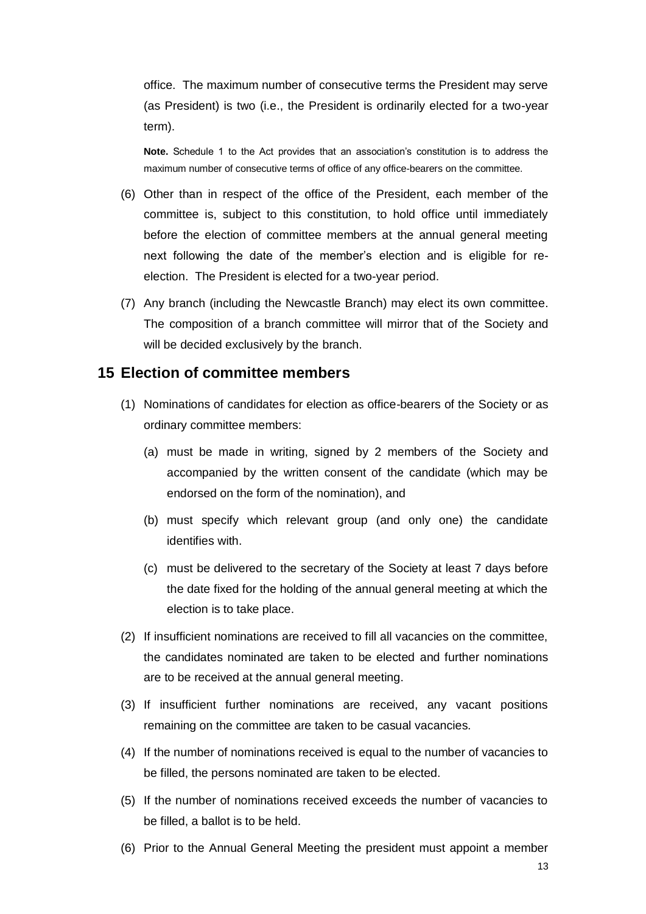office. The maximum number of consecutive terms the President may serve (as President) is two (i.e., the President is ordinarily elected for a two-year term).

**Note.** Schedule 1 to the Act provides that an association's constitution is to address the maximum number of consecutive terms of office of any office-bearers on the committee.

(6) Other than in respect of the office of the President, each member of the committee is, subject to this constitution, to hold office until immediately before the election of committee members at the annual general meeting next following the date of the member's election and is eligible for re-election. The President is elected for a two-year period.

(7) Any branch (including the Newcastle Branch) may elect its own committee. The composition of a branch committee will mirror that of the Society and will be decided exclusively by the branch.

## 15 Election of committee members

(1) Nominations of candidates for election as office-bearers of the Society or as ordinary committee members:

(a) must be made in writing, signed by 2 members of the Society and accompanied by the written consent of the candidate (which may be endorsed on the form of the nomination), and

(b) must specify which relevant group (and only one) the candidate identifies with.

(c) must be delivered to the secretary of the Society at least 7 days before the date fixed for the holding of the annual general meeting at which the election is to take place.

(2) If insufficient nominations are received to fill all vacancies on the committee, the candidates nominated are taken to be elected and further nominations are to be received at the annual general meeting.

(3) If insufficient further nominations are received, any vacant positions remaining on the committee are taken to be casual vacancies.

(4) If the number of nominations received is equal to the number of vacancies to be filled, the persons nominated are taken to be elected.

(5) If the number of nominations received exceeds the number of vacancies to be filled, a ballot is to be held.

(6) Prior to the Annual General Meeting the president must appoint a member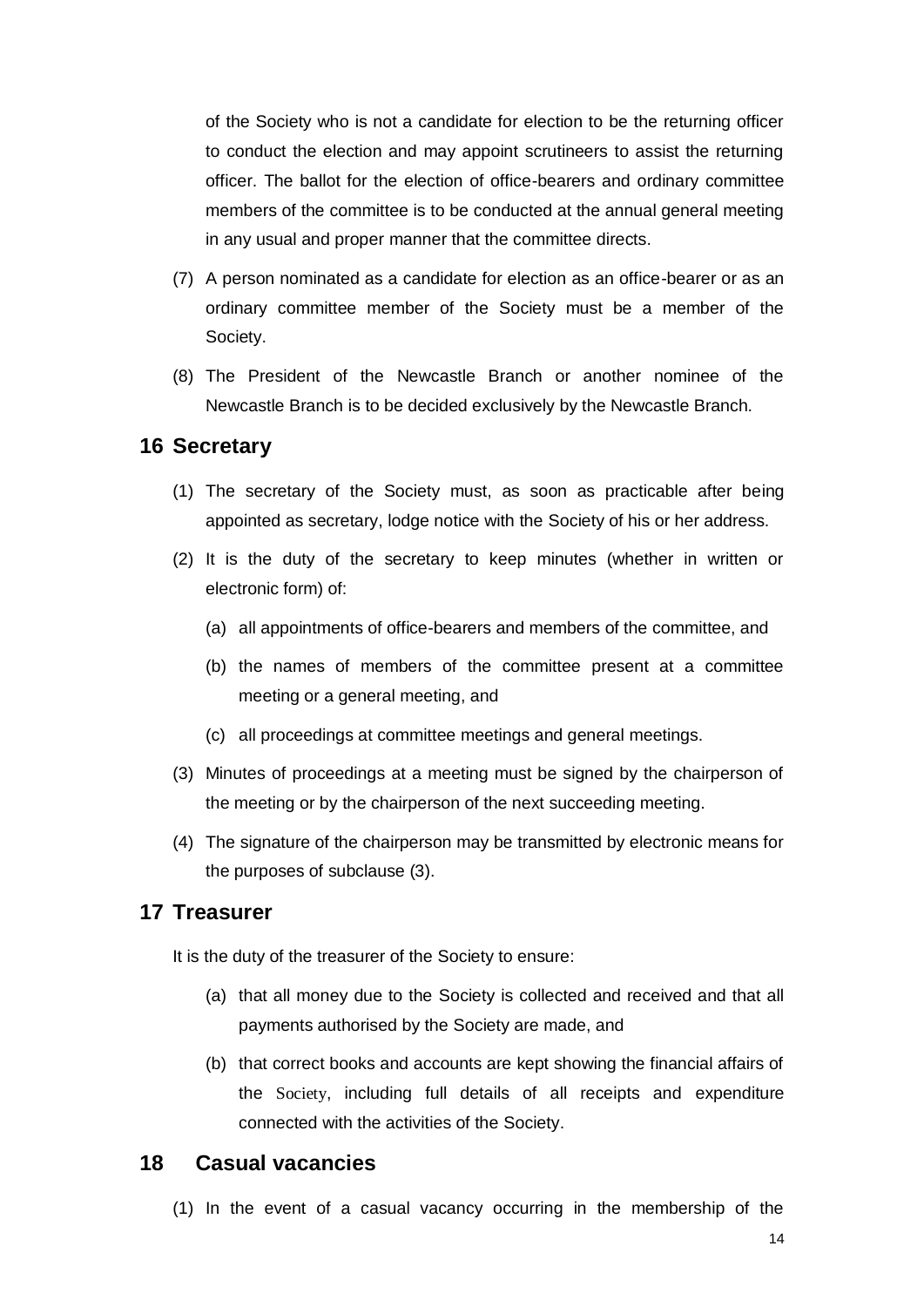of the Society who is not a candidate for election to be the returning officer to conduct the election and may appoint scrutineers to assist the returning officer. The ballot for the election of office-bearers and ordinary committee members of the committee is to be conducted at the annual general meeting in any usual and proper manner that the committee directs.

(7) A person nominated as a candidate for election as an office-bearer or as an ordinary committee member of the Society must be a member of the Society.

(8) The President of the Newcastle Branch or another nominee of the Newcastle Branch is to be decided exclusively by the Newcastle Branch.

## 16 Secretary

(1) The secretary of the Society must, as soon as practicable after being appointed as secretary, lodge notice with the Society of his or her address.

(2) It is the duty of the secretary to keep minutes (whether in written or electronic form) of:

(a) all appointments of office-bearers and members of the committee, and

(b) the names of members of the committee present at a committee meeting or a general meeting, and

(c) all proceedings at committee meetings and general meetings.

(3) Minutes of proceedings at a meeting must be signed by the chairperson of the meeting or by the chairperson of the next succeeding meeting.

(4) The signature of the chairperson may be transmitted by electronic means for the purposes of subclause (3).

## 17 Treasurer

It is the duty of the treasurer of the Society to ensure:

(a) that all money due to the Society is collected and received and that all payments authorised by the Society are made, and

(b) that correct books and accounts are kept showing the financial affairs of the Society, including full details of all receipts and expenditure connected with the activities of the Society.

## 18 Casual vacancies

(1) In the event of a casual vacancy occurring in the membership of the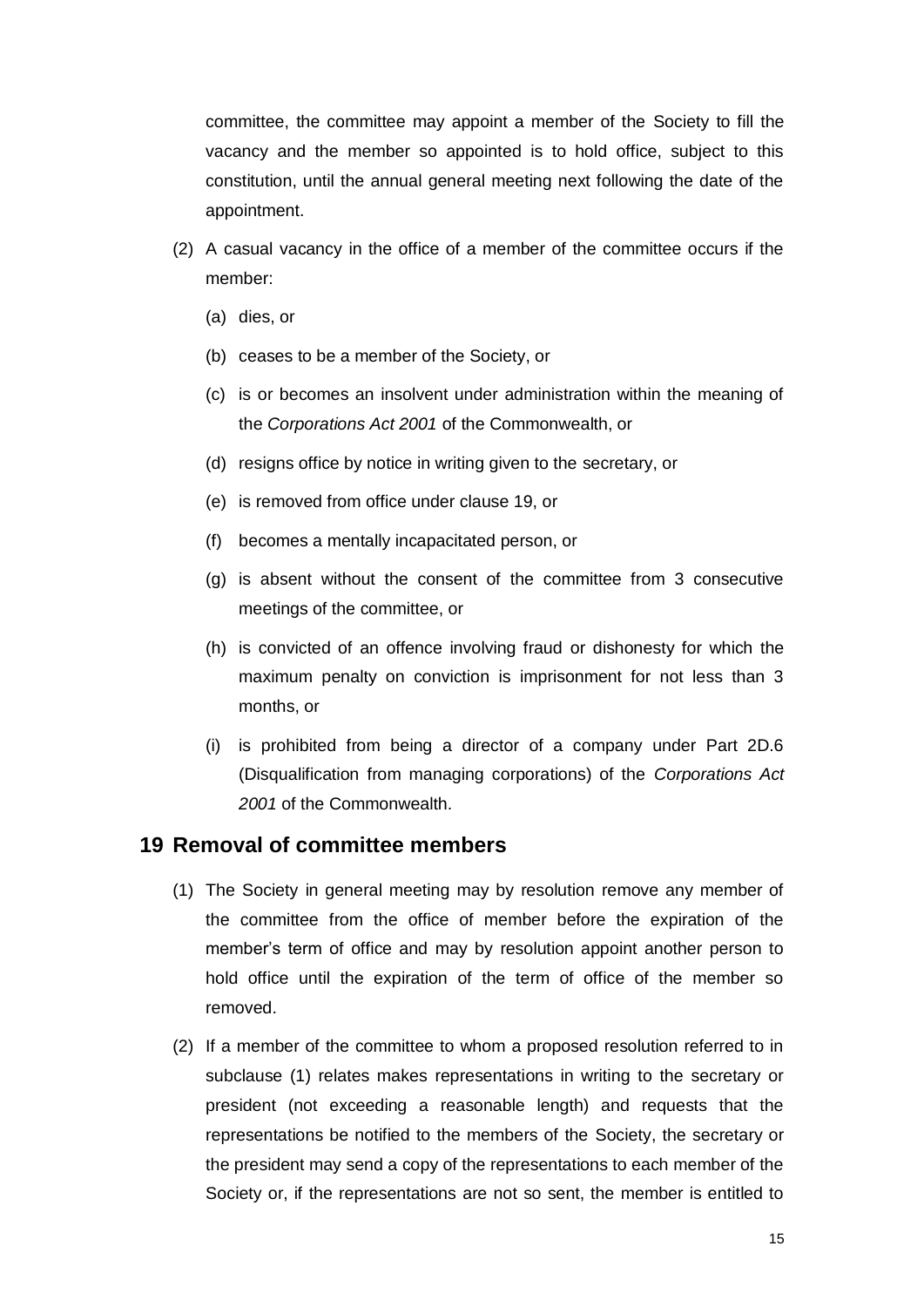committee, the committee may appoint a member of the Society to fill the vacancy and the member so appointed is to hold office, subject to this constitution, until the annual general meeting next following the date of the appointment.

(2) A casual vacancy in the office of a member of the committee occurs if the member:

(a) dies, or

(b) ceases to be a member of the Society, or

(c) is or becomes an insolvent under administration within the meaning of the *Corporations Act 2001* of the Commonwealth, or

(d) resigns office by notice in writing given to the secretary, or

(e) is removed from office under clause 19, or

(f) becomes a mentally incapacitated person, or

(g) is absent without the consent of the committee from 3 consecutive meetings of the committee, or

(h) is convicted of an offence involving fraud or dishonesty for which the maximum penalty on conviction is imprisonment for not less than 3 months, or

(i) is prohibited from being a director of a company under Part 2D.6 (Disqualification from managing corporations) of the *Corporations Act 2001* of the Commonwealth.

## 19 Removal of committee members

(1) The Society in general meeting may by resolution remove any member of the committee from the office of member before the expiration of the member's term of office and may by resolution appoint another person to hold office until the expiration of the term of office of the member so removed.

(2) If a member of the committee to whom a proposed resolution referred to in subclause (1) relates makes representations in writing to the secretary or president (not exceeding a reasonable length) and requests that the representations be notified to the members of the Society, the secretary or the president may send a copy of the representations to each member of the Society or, if the representations are not so sent, the member is entitled to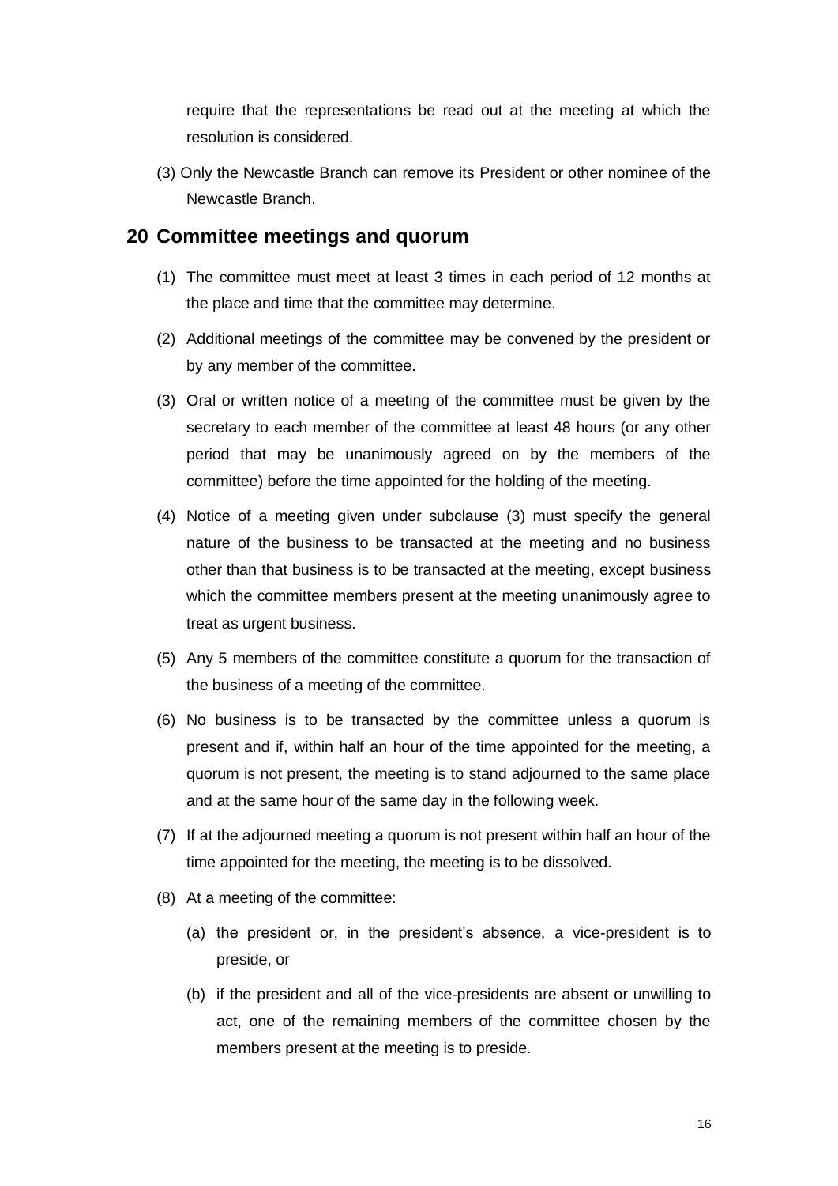require that the representations be read out at the meeting at which the resolution is considered.

(3) Only the Newcastle Branch can remove its President or other nominee of the Newcastle Branch.

## 20 Committee meetings and quorum

(1) The committee must meet at least 3 times in each period of 12 months at the place and time that the committee may determine.

(2) Additional meetings of the committee may be convened by the president or by any member of the committee.

(3) Oral or written notice of a meeting of the committee must be given by the secretary to each member of the committee at least 48 hours (or any other period that may be unanimously agreed on by the members of the committee) before the time appointed for the holding of the meeting.

(4) Notice of a meeting given under subclause (3) must specify the general nature of the business to be transacted at the meeting and no business other than that business is to be transacted at the meeting, except business which the committee members present at the meeting unanimously agree to treat as urgent business.

(5) Any 5 members of the committee constitute a quorum for the transaction of the business of a meeting of the committee.

(6) No business is to be transacted by the committee unless a quorum is present and if, within half an hour of the time appointed for the meeting, a quorum is not present, the meeting is to stand adjourned to the same place and at the same hour of the same day in the following week.

(7) If at the adjourned meeting a quorum is not present within half an hour of the time appointed for the meeting, the meeting is to be dissolved.

(8) At a meeting of the committee:

(a) the president or, in the president's absence, a vice-president is to preside, or

(b) if the president and all of the vice-presidents are absent or unwilling to act, one of the remaining members of the committee chosen by the members present at the meeting is to preside.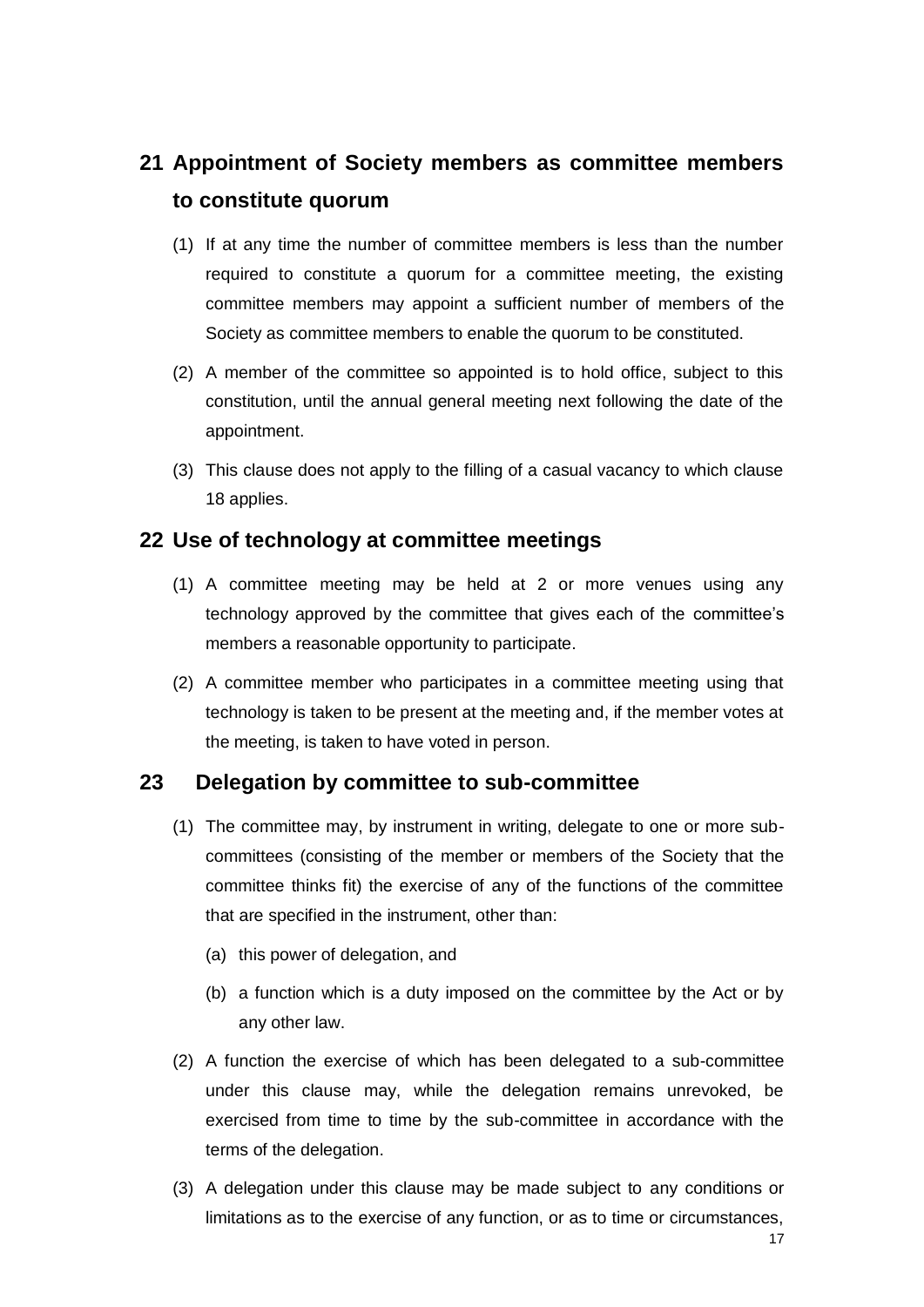## 21 Appointment of Society members as committee members to constitute quorum

(1) If at any time the number of committee members is less than the number required to constitute a quorum for a committee meeting, the existing committee members may appoint a sufficient number of members of the Society as committee members to enable the quorum to be constituted.

(2) A member of the committee so appointed is to hold office, subject to this constitution, until the annual general meeting next following the date of the appointment.

(3) This clause does not apply to the filling of a casual vacancy to which clause 18 applies.

## 22 Use of technology at committee meetings

(1) A committee meeting may be held at 2 or more venues using any technology approved by the committee that gives each of the committee's members a reasonable opportunity to participate.

(2) A committee member who participates in a committee meeting using that technology is taken to be present at the meeting and, if the member votes at the meeting, is taken to have voted in person.

## 23 Delegation by committee to sub-committee

(1) The committee may, by instrument in writing, delegate to one or more sub-committees (consisting of the member or members of the Society that the committee thinks fit) the exercise of any of the functions of the committee that are specified in the instrument, other than:

(a) this power of delegation, and

(b) a function which is a duty imposed on the committee by the Act or by any other law.

(2) A function the exercise of which has been delegated to a sub-committee under this clause may, while the delegation remains unrevoked, be exercised from time to time by the sub-committee in accordance with the terms of the delegation.

(3) A delegation under this clause may be made subject to any conditions or limitations as to the exercise of any function, or as to time or circumstances,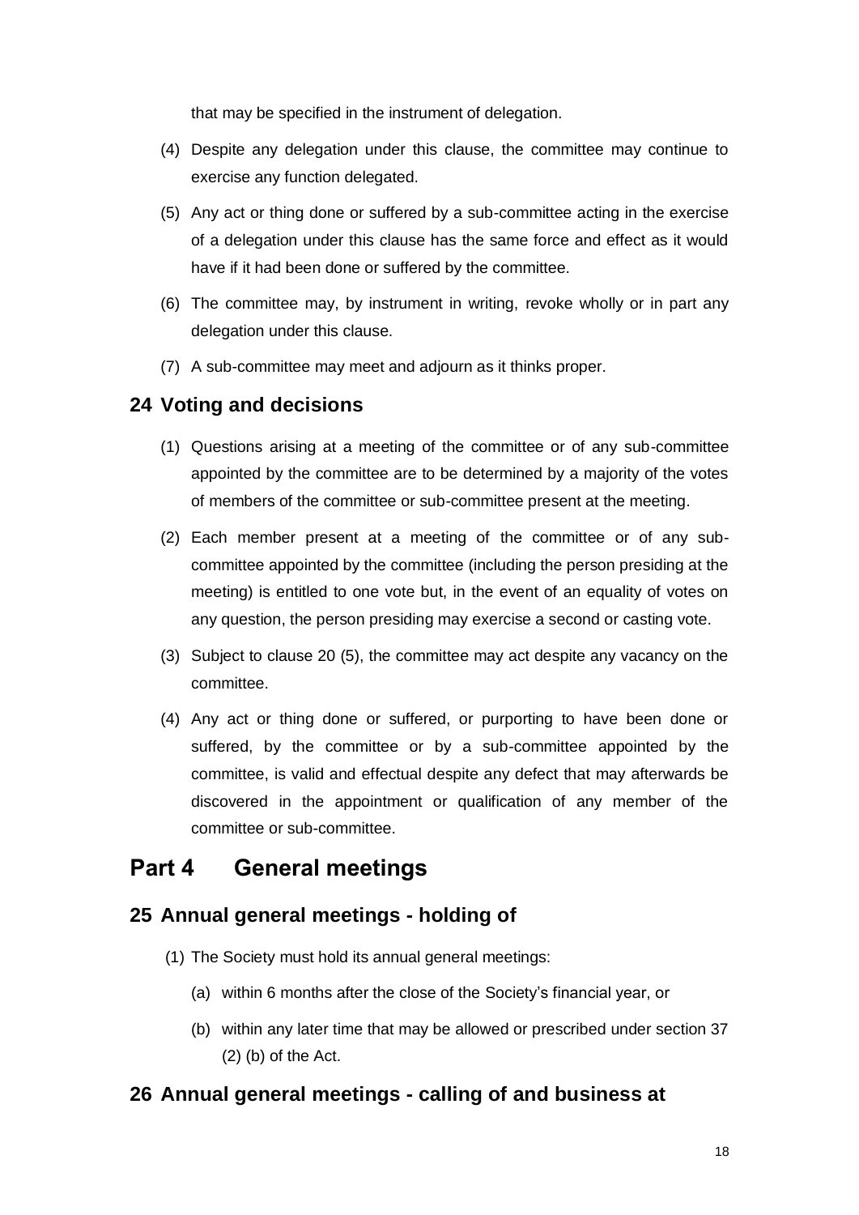that may be specified in the instrument of delegation.

(4) Despite any delegation under this clause, the committee may continue to exercise any function delegated.

(5) Any act or thing done or suffered by a sub-committee acting in the exercise of a delegation under this clause has the same force and effect as it would have if it had been done or suffered by the committee.

(6) The committee may, by instrument in writing, revoke wholly or in part any delegation under this clause.

(7) A sub-committee may meet and adjourn as it thinks proper.

## 24 Voting and decisions

(1) Questions arising at a meeting of the committee or of any sub-committee appointed by the committee are to be determined by a majority of the votes of members of the committee or sub-committee present at the meeting.

(2) Each member present at a meeting of the committee or of any sub-committee appointed by the committee (including the person presiding at the meeting) is entitled to one vote but, in the event of an equality of votes on any question, the person presiding may exercise a second or casting vote.

(3) Subject to clause 20 (5), the committee may act despite any vacancy on the committee.

(4) Any act or thing done or suffered, or purporting to have been done or suffered, by the committee or by a sub-committee appointed by the committee, is valid and effectual despite any defect that may afterwards be discovered in the appointment or qualification of any member of the committee or sub-committee.

# Part 4 General meetings

## 25 Annual general meetings - holding of

(1) The Society must hold its annual general meetings:

(a) within 6 months after the close of the Society's financial year, or

(b) within any later time that may be allowed or prescribed under section 37 (2) (b) of the Act.

## 26 Annual general meetings - calling of and business at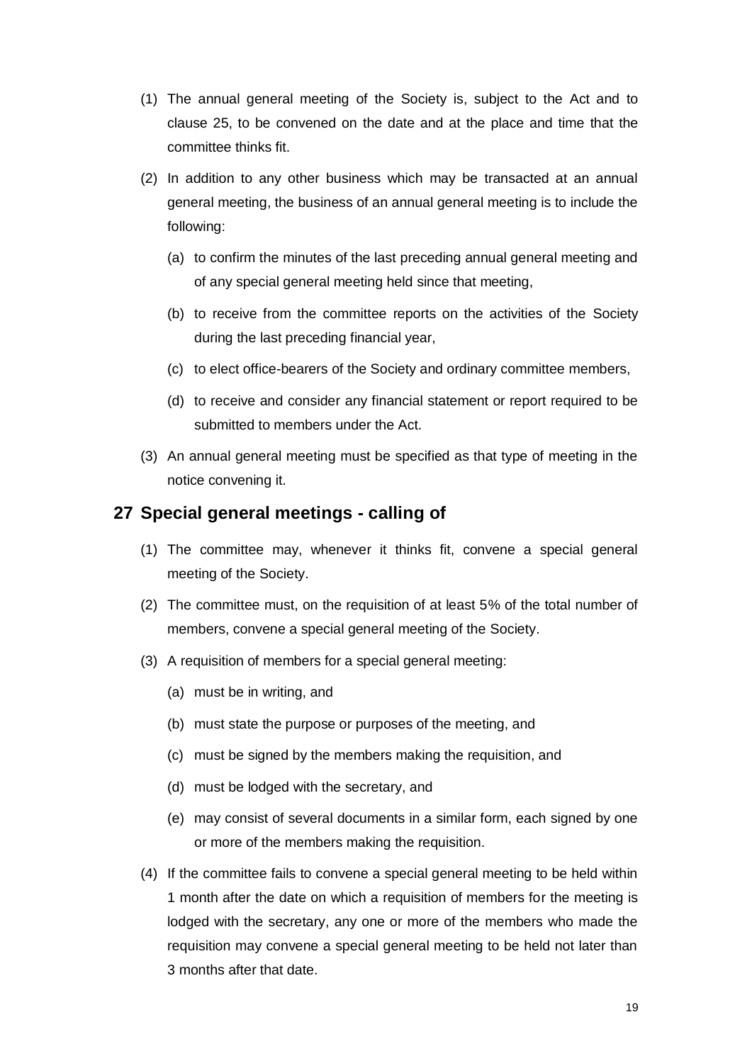(1) The annual general meeting of the Society is, subject to the Act and to clause 25, to be convened on the date and at the place and time that the committee thinks fit.

(2) In addition to any other business which may be transacted at an annual general meeting, the business of an annual general meeting is to include the following:

  (a) to confirm the minutes of the last preceding annual general meeting and of any special general meeting held since that meeting,

  (b) to receive from the committee reports on the activities of the Society during the last preceding financial year,

  (c) to elect office-bearers of the Society and ordinary committee members,

  (d) to receive and consider any financial statement or report required to be submitted to members under the Act.

(3) An annual general meeting must be specified as that type of meeting in the notice convening it.

## 27 Special general meetings - calling of

(1) The committee may, whenever it thinks fit, convene a special general meeting of the Society.

(2) The committee must, on the requisition of at least 5% of the total number of members, convene a special general meeting of the Society.

(3) A requisition of members for a special general meeting:

  (a) must be in writing, and

  (b) must state the purpose or purposes of the meeting, and

  (c) must be signed by the members making the requisition, and

  (d) must be lodged with the secretary, and

  (e) may consist of several documents in a similar form, each signed by one or more of the members making the requisition.

(4) If the committee fails to convene a special general meeting to be held within 1 month after the date on which a requisition of members for the meeting is lodged with the secretary, any one or more of the members who made the requisition may convene a special general meeting to be held not later than 3 months after that date.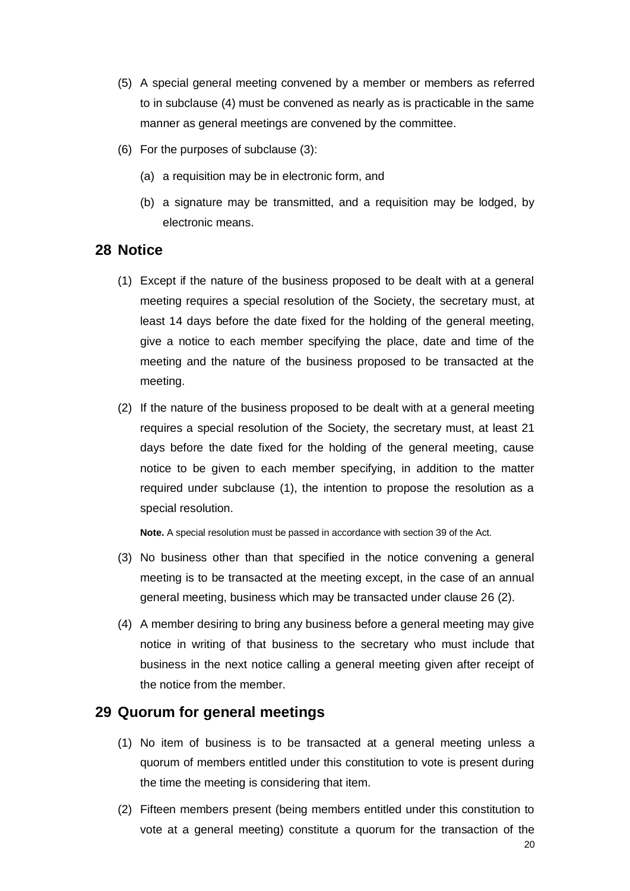(5) A special general meeting convened by a member or members as referred to in subclause (4) must be convened as nearly as is practicable in the same manner as general meetings are convened by the committee.

(6) For the purposes of subclause (3):

   (a) a requisition may be in electronic form, and

   (b) a signature may be transmitted, and a requisition may be lodged, by electronic means.

## 28 Notice

(1) Except if the nature of the business proposed to be dealt with at a general meeting requires a special resolution of the Society, the secretary must, at least 14 days before the date fixed for the holding of the general meeting, give a notice to each member specifying the place, date and time of the meeting and the nature of the business proposed to be transacted at the meeting.

(2) If the nature of the business proposed to be dealt with at a general meeting requires a special resolution of the Society, the secretary must, at least 21 days before the date fixed for the holding of the general meeting, cause notice to be given to each member specifying, in addition to the matter required under subclause (1), the intention to propose the resolution as a special resolution.

**Note.** A special resolution must be passed in accordance with section 39 of the Act.

(3) No business other than that specified in the notice convening a general meeting is to be transacted at the meeting except, in the case of an annual general meeting, business which may be transacted under clause 26 (2).

(4) A member desiring to bring any business before a general meeting may give notice in writing of that business to the secretary who must include that business in the next notice calling a general meeting given after receipt of the notice from the member.

## 29 Quorum for general meetings

(1) No item of business is to be transacted at a general meeting unless a quorum of members entitled under this constitution to vote is present during the time the meeting is considering that item.

(2) Fifteen members present (being members entitled under this constitution to vote at a general meeting) constitute a quorum for the transaction of the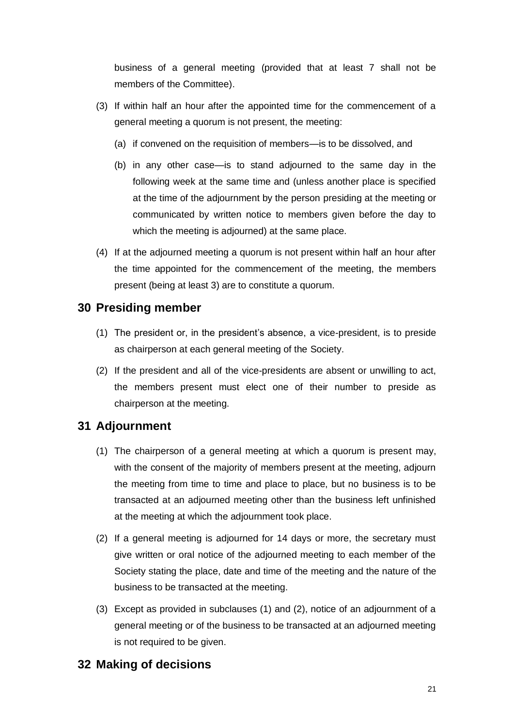business of a general meeting (provided that at least 7 shall not be members of the Committee).

(3) If within half an hour after the appointed time for the commencement of a general meeting a quorum is not present, the meeting:

   (a) if convened on the requisition of members—is to be dissolved, and

   (b) in any other case—is to stand adjourned to the same day in the following week at the same time and (unless another place is specified at the time of the adjournment by the person presiding at the meeting or communicated by written notice to members given before the day to which the meeting is adjourned) at the same place.

(4) If at the adjourned meeting a quorum is not present within half an hour after the time appointed for the commencement of the meeting, the members present (being at least 3) are to constitute a quorum.

## 30 Presiding member

(1) The president or, in the president's absence, a vice-president, is to preside as chairperson at each general meeting of the Society.

(2) If the president and all of the vice-presidents are absent or unwilling to act, the members present must elect one of their number to preside as chairperson at the meeting.

## 31 Adjournment

(1) The chairperson of a general meeting at which a quorum is present may, with the consent of the majority of members present at the meeting, adjourn the meeting from time to time and place to place, but no business is to be transacted at an adjourned meeting other than the business left unfinished at the meeting at which the adjournment took place.

(2) If a general meeting is adjourned for 14 days or more, the secretary must give written or oral notice of the adjourned meeting to each member of the Society stating the place, date and time of the meeting and the nature of the business to be transacted at the meeting.

(3) Except as provided in subclauses (1) and (2), notice of an adjournment of a general meeting or of the business to be transacted at an adjourned meeting is not required to be given.

## 32 Making of decisions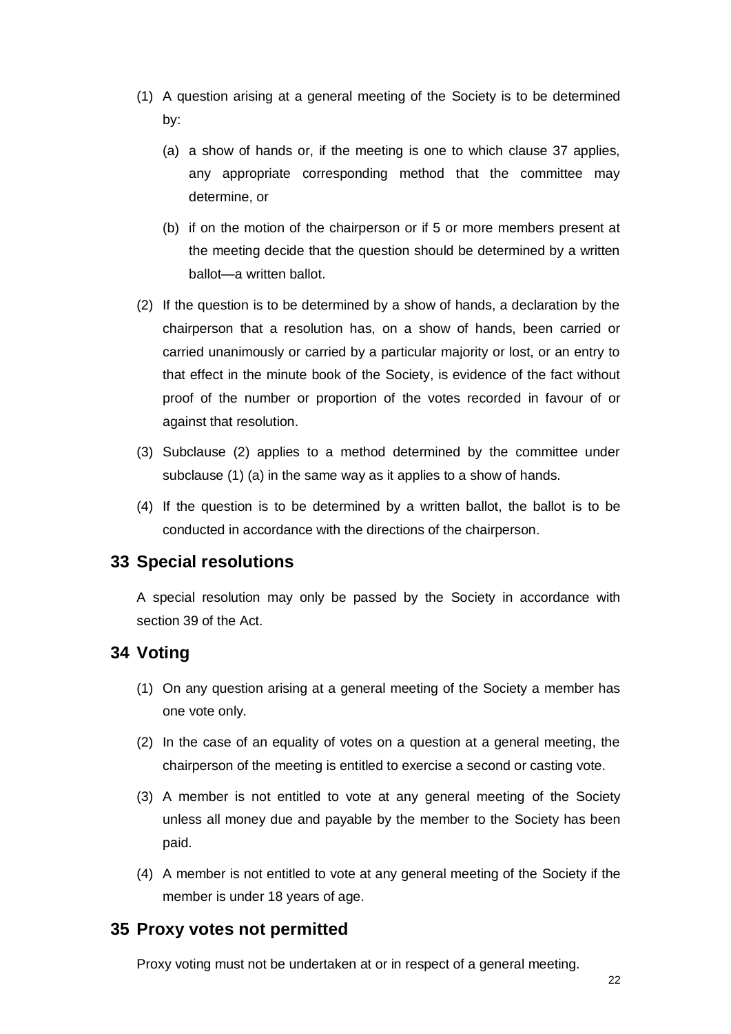(1) A question arising at a general meeting of the Society is to be determined by:

(a) a show of hands or, if the meeting is one to which clause 37 applies, any appropriate corresponding method that the committee may determine, or

(b) if on the motion of the chairperson or if 5 or more members present at the meeting decide that the question should be determined by a written ballot—a written ballot.

(2) If the question is to be determined by a show of hands, a declaration by the chairperson that a resolution has, on a show of hands, been carried or carried unanimously or carried by a particular majority or lost, or an entry to that effect in the minute book of the Society, is evidence of the fact without proof of the number or proportion of the votes recorded in favour of or against that resolution.

(3) Subclause (2) applies to a method determined by the committee under subclause (1) (a) in the same way as it applies to a show of hands.

(4) If the question is to be determined by a written ballot, the ballot is to be conducted in accordance with the directions of the chairperson.

## 33 Special resolutions

A special resolution may only be passed by the Society in accordance with section 39 of the Act.

## 34 Voting

(1) On any question arising at a general meeting of the Society a member has one vote only.

(2) In the case of an equality of votes on a question at a general meeting, the chairperson of the meeting is entitled to exercise a second or casting vote.

(3) A member is not entitled to vote at any general meeting of the Society unless all money due and payable by the member to the Society has been paid.

(4) A member is not entitled to vote at any general meeting of the Society if the member is under 18 years of age.

## 35 Proxy votes not permitted

Proxy voting must not be undertaken at or in respect of a general meeting.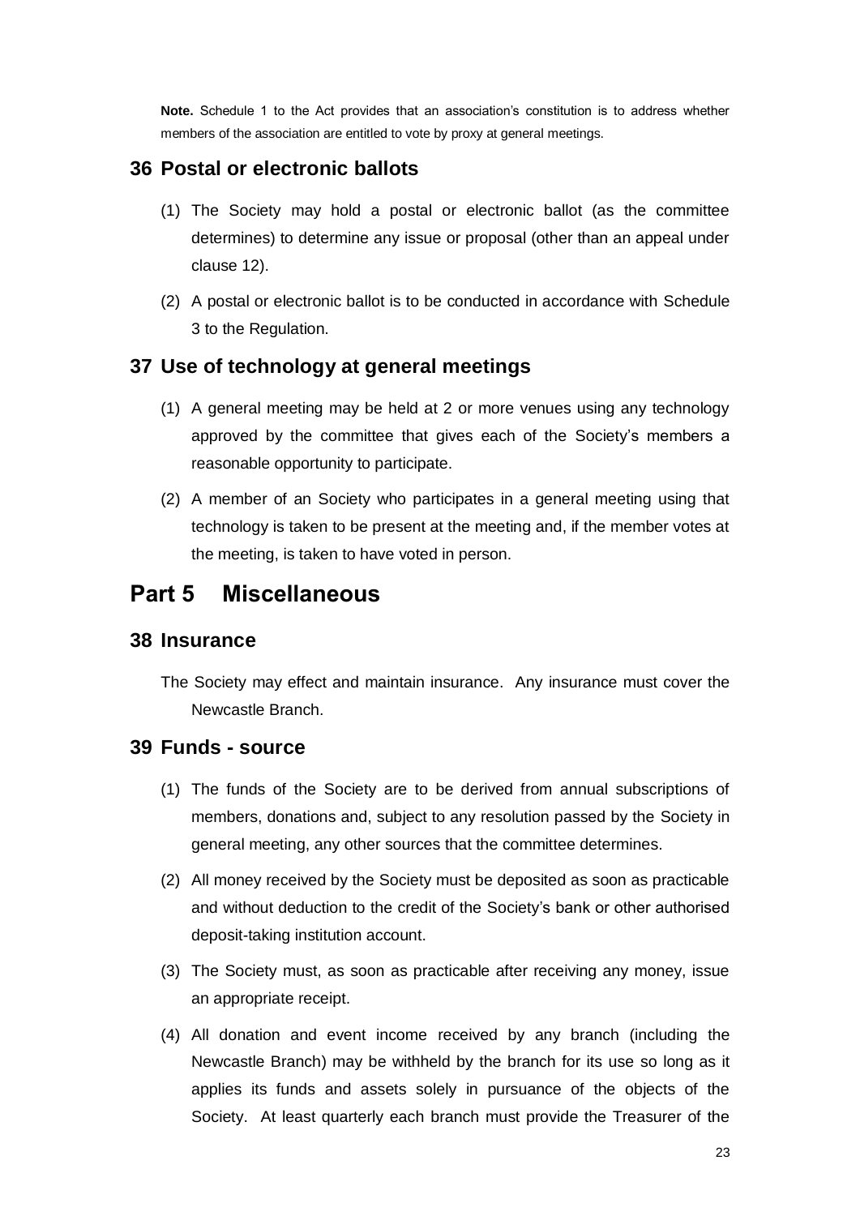**Note.** Schedule 1 to the Act provides that an association's constitution is to address whether members of the association are entitled to vote by proxy at general meetings.

## 36 Postal or electronic ballots

(1) The Society may hold a postal or electronic ballot (as the committee determines) to determine any issue or proposal (other than an appeal under clause 12).

(2) A postal or electronic ballot is to be conducted in accordance with Schedule 3 to the Regulation.

## 37 Use of technology at general meetings

(1) A general meeting may be held at 2 or more venues using any technology approved by the committee that gives each of the Society's members a reasonable opportunity to participate.

(2) A member of an Society who participates in a general meeting using that technology is taken to be present at the meeting and, if the member votes at the meeting, is taken to have voted in person.

# Part 5 Miscellaneous

## 38 Insurance

The Society may effect and maintain insurance. Any insurance must cover the Newcastle Branch.

## 39 Funds - source

(1) The funds of the Society are to be derived from annual subscriptions of members, donations and, subject to any resolution passed by the Society in general meeting, any other sources that the committee determines.

(2) All money received by the Society must be deposited as soon as practicable and without deduction to the credit of the Society's bank or other authorised deposit-taking institution account.

(3) The Society must, as soon as practicable after receiving any money, issue an appropriate receipt.

(4) All donation and event income received by any branch (including the Newcastle Branch) may be withheld by the branch for its use so long as it applies its funds and assets solely in pursuance of the objects of the Society. At least quarterly each branch must provide the Treasurer of the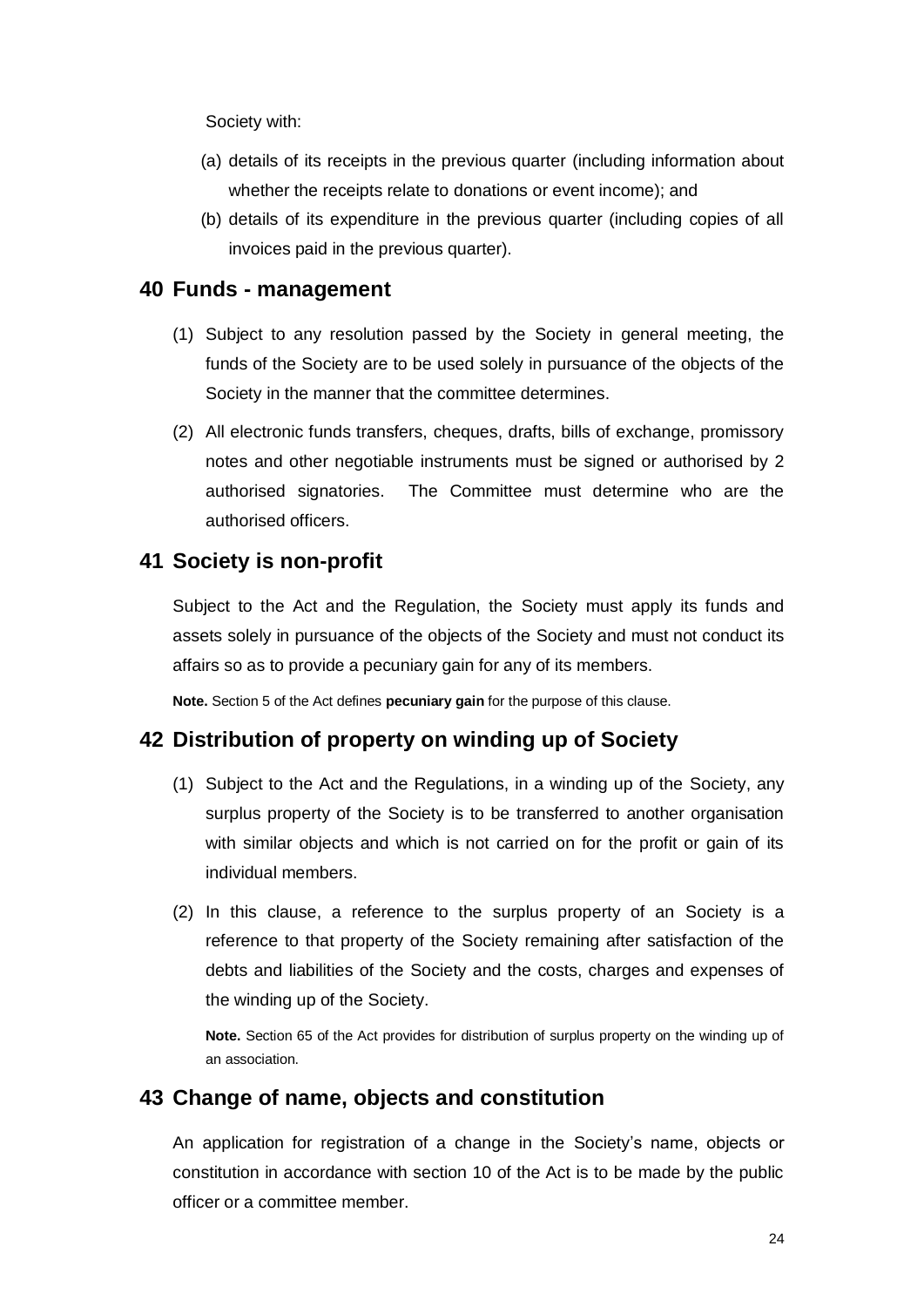Society with:

(a) details of its receipts in the previous quarter (including information about whether the receipts relate to donations or event income); and

(b) details of its expenditure in the previous quarter (including copies of all invoices paid in the previous quarter).

## 40 Funds - management

(1) Subject to any resolution passed by the Society in general meeting, the funds of the Society are to be used solely in pursuance of the objects of the Society in the manner that the committee determines.

(2) All electronic funds transfers, cheques, drafts, bills of exchange, promissory notes and other negotiable instruments must be signed or authorised by 2 authorised signatories. The Committee must determine who are the authorised officers.

## 41 Society is non-profit

Subject to the Act and the Regulation, the Society must apply its funds and assets solely in pursuance of the objects of the Society and must not conduct its affairs so as to provide a pecuniary gain for any of its members.

**Note.** Section 5 of the Act defines **pecuniary gain** for the purpose of this clause.

## 42 Distribution of property on winding up of Society

(1) Subject to the Act and the Regulations, in a winding up of the Society, any surplus property of the Society is to be transferred to another organisation with similar objects and which is not carried on for the profit or gain of its individual members.

(2) In this clause, a reference to the surplus property of an Society is a reference to that property of the Society remaining after satisfaction of the debts and liabilities of the Society and the costs, charges and expenses of the winding up of the Society.

**Note.** Section 65 of the Act provides for distribution of surplus property on the winding up of an association.

## 43 Change of name, objects and constitution

An application for registration of a change in the Society's name, objects or constitution in accordance with section 10 of the Act is to be made by the public officer or a committee member.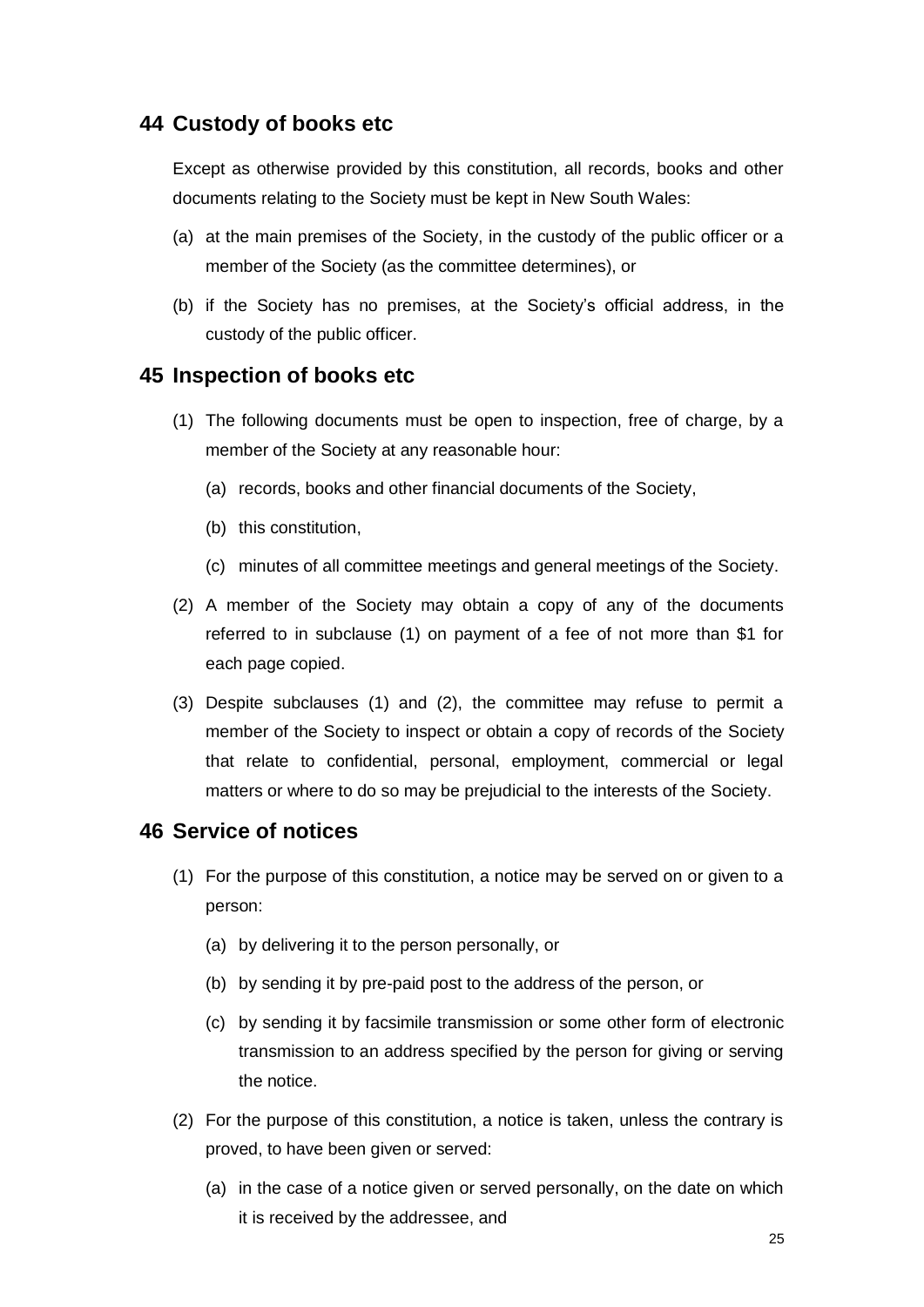## 44 Custody of books etc

Except as otherwise provided by this constitution, all records, books and other documents relating to the Society must be kept in New South Wales:

(a) at the main premises of the Society, in the custody of the public officer or a member of the Society (as the committee determines), or

(b) if the Society has no premises, at the Society's official address, in the custody of the public officer.

## 45 Inspection of books etc

(1) The following documents must be open to inspection, free of charge, by a member of the Society at any reasonable hour:

(a) records, books and other financial documents of the Society,

(b) this constitution,

(c) minutes of all committee meetings and general meetings of the Society.

(2) A member of the Society may obtain a copy of any of the documents referred to in subclause (1) on payment of a fee of not more than $1 for each page copied.

(3) Despite subclauses (1) and (2), the committee may refuse to permit a member of the Society to inspect or obtain a copy of records of the Society that relate to confidential, personal, employment, commercial or legal matters or where to do so may be prejudicial to the interests of the Society.

## 46 Service of notices

(1) For the purpose of this constitution, a notice may be served on or given to a person:

(a) by delivering it to the person personally, or

(b) by sending it by pre-paid post to the address of the person, or

(c) by sending it by facsimile transmission or some other form of electronic transmission to an address specified by the person for giving or serving the notice.

(2) For the purpose of this constitution, a notice is taken, unless the contrary is proved, to have been given or served:

(a) in the case of a notice given or served personally, on the date on which it is received by the addressee, and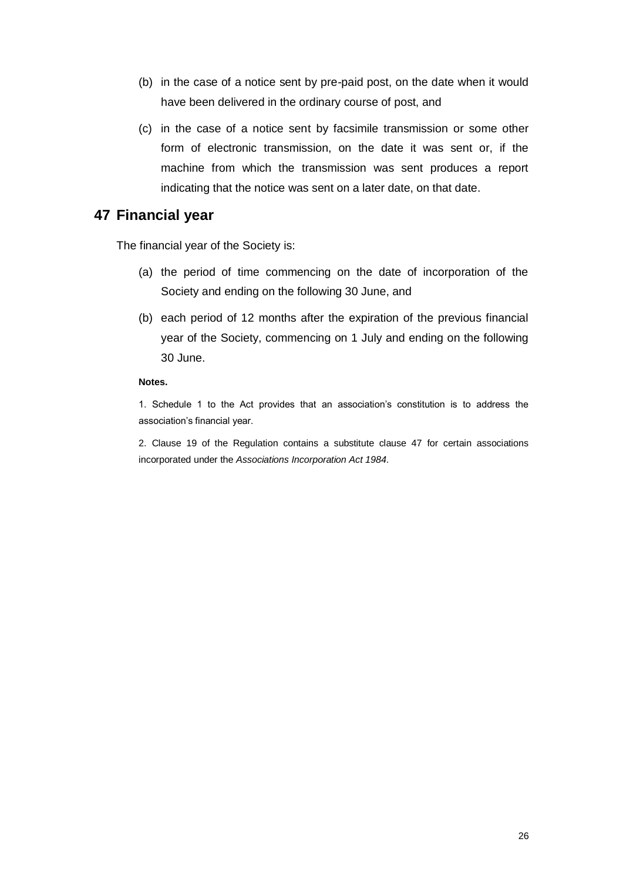(b) in the case of a notice sent by pre-paid post, on the date when it would have been delivered in the ordinary course of post, and

(c) in the case of a notice sent by facsimile transmission or some other form of electronic transmission, on the date it was sent or, if the machine from which the transmission was sent produces a report indicating that the notice was sent on a later date, on that date.

## 47 Financial year

The financial year of the Society is:

(a) the period of time commencing on the date of incorporation of the Society and ending on the following 30 June, and

(b) each period of 12 months after the expiration of the previous financial year of the Society, commencing on 1 July and ending on the following 30 June.

**Notes.**

1. Schedule 1 to the Act provides that an association's constitution is to address the association's financial year.

2. Clause 19 of the Regulation contains a substitute clause 47 for certain associations incorporated under the *Associations Incorporation Act 1984*.